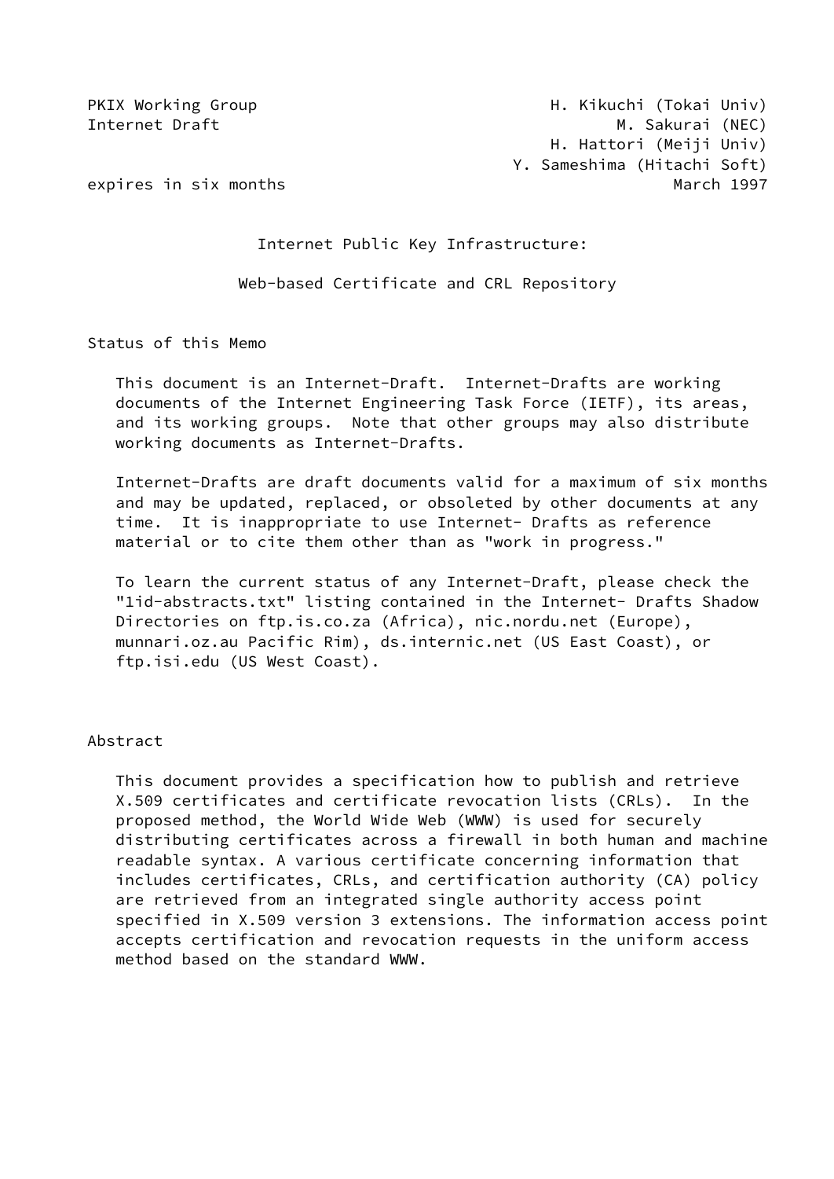PKIX Working Group H. Kikuchi (Tokai Univ)
Internet Draft M. Sakurai (NEC)
H. Hattori (Meiji Univ)
Y. Sameshima (Hitachi Soft)
expires in six months March 1997

# Internet Public Key Infrastructure:

# Web-based Certificate and CRL Repository

## Status of this Memo

This document is an Internet-Draft. Internet-Drafts are working documents of the Internet Engineering Task Force (IETF), its areas, and its working groups. Note that other groups may also distribute working documents as Internet-Drafts.

Internet-Drafts are draft documents valid for a maximum of six months and may be updated, replaced, or obsoleted by other documents at any time. It is inappropriate to use Internet- Drafts as reference material or to cite them other than as "work in progress."

To learn the current status of any Internet-Draft, please check the "1id-abstracts.txt" listing contained in the Internet- Drafts Shadow Directories on ftp.is.co.za (Africa), nic.nordu.net (Europe), munnari.oz.au Pacific Rim), ds.internic.net (US East Coast), or ftp.isi.edu (US West Coast).

## Abstract

This document provides a specification how to publish and retrieve X.509 certificates and certificate revocation lists (CRLs). In the proposed method, the World Wide Web (WWW) is used for securely distributing certificates across a firewall in both human and machine readable syntax. A various certificate concerning information that includes certificates, CRLs, and certification authority (CA) policy are retrieved from an integrated single authority access point specified in X.509 version 3 extensions. The information access point accepts certification and revocation requests in the uniform access method based on the standard WWW.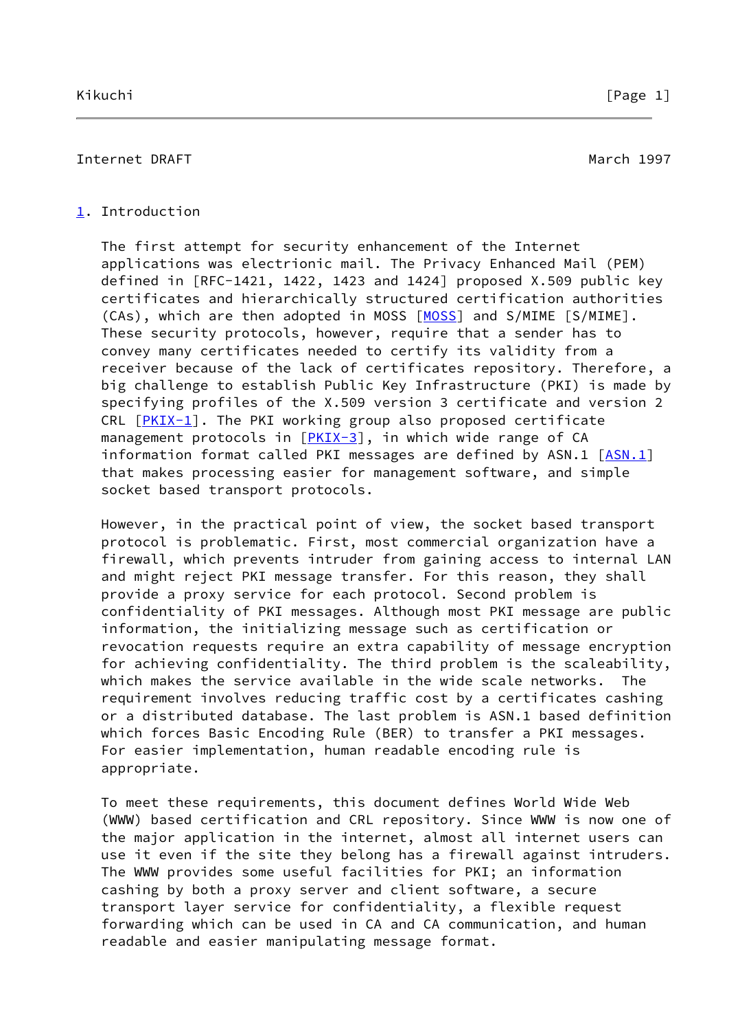## 1. Introduction

The first attempt for security enhancement of the Internet applications was electrionic mail. The Privacy Enhanced Mail (PEM) defined in [RFC-1421, 1422, 1423 and 1424] proposed X.509 public key certificates and hierarchically structured certification authorities (CAs), which are then adopted in MOSS [MOSS] and S/MIME [S/MIME]. These security protocols, however, require that a sender has to convey many certificates needed to certify its validity from a receiver because of the lack of certificates repository. Therefore, a big challenge to establish Public Key Infrastructure (PKI) is made by specifying profiles of the X.509 version 3 certificate and version 2 CRL [PKIX-1]. The PKI working group also proposed certificate management protocols in [PKIX-3], in which wide range of CA information format called PKI messages are defined by ASN.1 [ASN.1] that makes processing easier for management software, and simple socket based transport protocols.

However, in the practical point of view, the socket based transport protocol is problematic. First, most commercial organization have a firewall, which prevents intruder from gaining access to internal LAN and might reject PKI message transfer. For this reason, they shall provide a proxy service for each protocol. Second problem is confidentiality of PKI messages. Although most PKI message are public information, the initializing message such as certification or revocation requests require an extra capability of message encryption for achieving confidentiality. The third problem is the scaleability, which makes the service available in the wide scale networks. The requirement involves reducing traffic cost by a certificates cashing or a distributed database. The last problem is ASN.1 based definition which forces Basic Encoding Rule (BER) to transfer a PKI messages. For easier implementation, human readable encoding rule is appropriate.

To meet these requirements, this document defines World Wide Web (WWW) based certification and CRL repository. Since WWW is now one of the major application in the internet, almost all internet users can use it even if the site they belong has a firewall against intruders. The WWW provides some useful facilities for PKI; an information cashing by both a proxy server and client software, a secure transport layer service for confidentiality, a flexible request forwarding which can be used in CA and CA communication, and human readable and easier manipulating message format.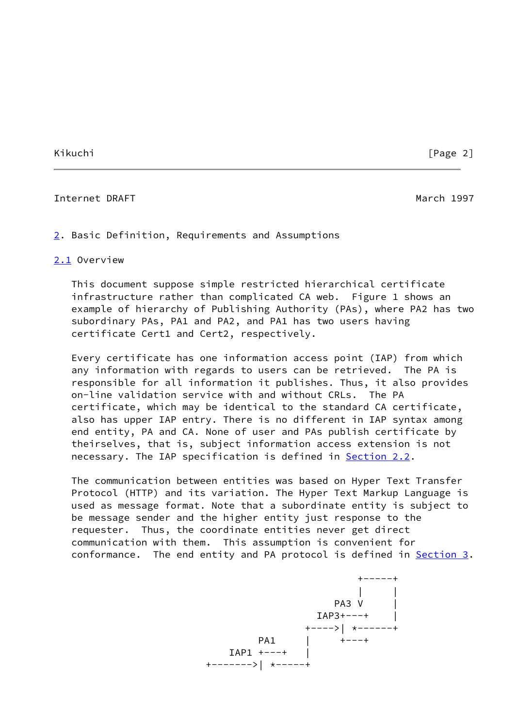## 2. Basic Definition, Requirements and Assumptions

### 2.1 Overview

This document suppose simple restricted hierarchical certificate infrastructure rather than complicated CA web. Figure 1 shows an example of hierarchy of Publishing Authority (PAs), where PA2 has two subordinary PAs, PA1 and PA2, and PA1 has two users having certificate Cert1 and Cert2, respectively.

Every certificate has one information access point (IAP) from which any information with regards to users can be retrieved. The PA is responsible for all information it publishes. Thus, it also provides on-line validation service with and without CRLs. The PA certificate, which may be identical to the standard CA certificate, also has upper IAP entry. There is no different in IAP syntax among end entity, PA and CA. None of user and PAs publish certificate by theirselves, that is, subject information access extension is not necessary. The IAP specification is defined in Section 2.2.

The communication between entities was based on Hyper Text Transfer Protocol (HTTP) and its variation. The Hyper Text Markup Language is used as message format. Note that a subordinate entity is subject to be message sender and the higher entity just response to the requester. Thus, the coordinate entities never get direct communication with them. This assumption is convenient for conformance. The end entity and PA protocol is defined in Section 3.

```
                                          +------+
                                          |      |
                                      PA3 V      |
                                   IAP3+---+     |
                                 +---->| *-------+
                    PA1          |     +---+
               IAP1 +---+        |
          +-------->| *------+
```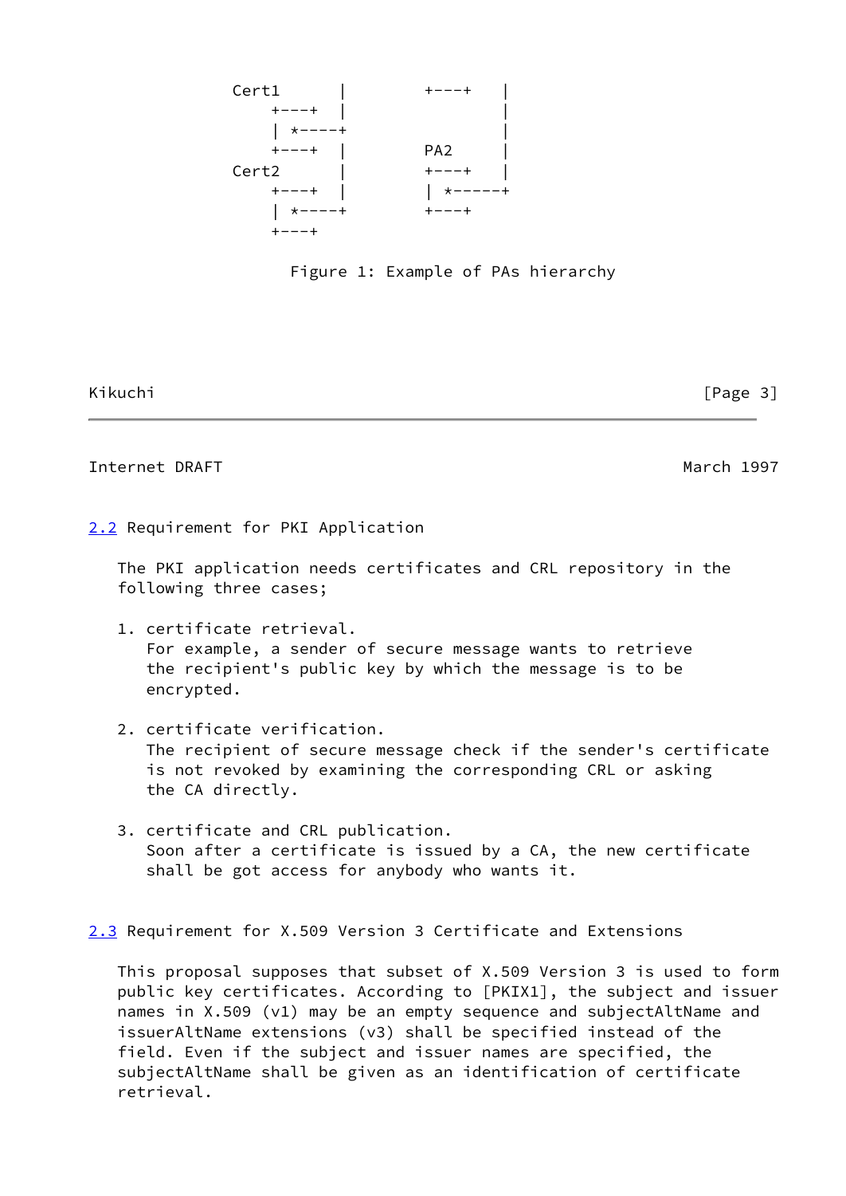```
            Cert1      |        +---+   |
                +---+  |                |
                | *----+                |
                +---+  |        PA2     |
            Cert2      |        +---+   |
                +---+  |        | *-----+
                | *----+        +---+
                +---+
```

Figure 1: Example of PAs hierarchy

## 2.2 Requirement for PKI Application

The PKI application needs certificates and CRL repository in the following three cases;

1. certificate retrieval.
   For example, a sender of secure message wants to retrieve the recipient's public key by which the message is to be encrypted.

2. certificate verification.
   The recipient of secure message check if the sender's certificate is not revoked by examining the corresponding CRL or asking the CA directly.

3. certificate and CRL publication.
   Soon after a certificate is issued by a CA, the new certificate shall be got access for anybody who wants it.

## 2.3 Requirement for X.509 Version 3 Certificate and Extensions

This proposal supposes that subset of X.509 Version 3 is used to form public key certificates. According to [PKIX1], the subject and issuer names in X.509 (v1) may be an empty sequence and subjectAltName and issuerAltName extensions (v3) shall be specified instead of the field. Even if the subject and issuer names are specified, the subjectAltName shall be given as an identification of certificate retrieval.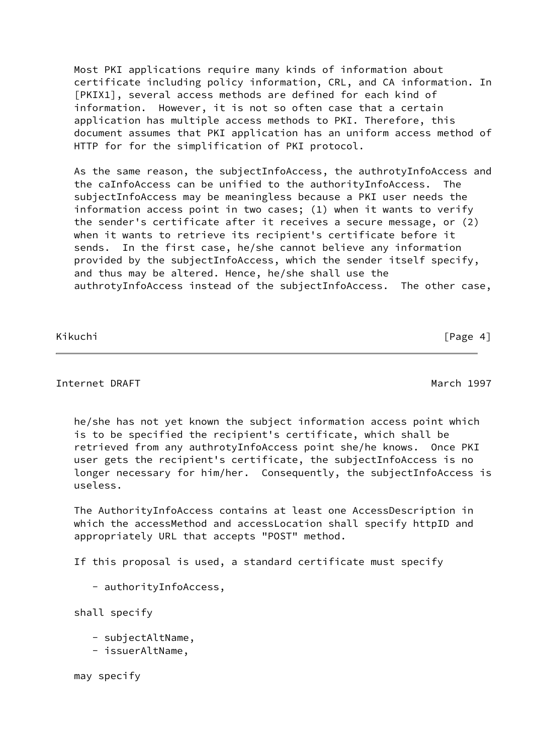Most PKI applications require many kinds of information about certificate including policy information, CRL, and CA information. In [PKIX1], several access methods are defined for each kind of information. However, it is not so often case that a certain application has multiple access methods to PKI. Therefore, this document assumes that PKI application has an uniform access method of HTTP for for the simplification of PKI protocol.

As the same reason, the subjectInfoAccess, the authrotyInfoAccess and the caInfoAccess can be unified to the authorityInfoAccess. The subjectInfoAccess may be meaningless because a PKI user needs the information access point in two cases; (1) when it wants to verify the sender's certificate after it receives a secure message, or (2) when it wants to retrieve its recipient's certificate before it sends. In the first case, he/she cannot believe any information provided by the subjectInfoAccess, which the sender itself specify, and thus may be altered. Hence, he/she shall use the authrotyInfoAccess instead of the subjectInfoAccess. The other case, he/she has not yet known the subject information access point which is to be specified the recipient's certificate, which shall be retrieved from any authrotyInfoAccess point she/he knows. Once PKI user gets the recipient's certificate, the subjectInfoAccess is no longer necessary for him/her. Consequently, the subjectInfoAccess is useless.

The AuthorityInfoAccess contains at least one AccessDescription in which the accessMethod and accessLocation shall specify httpID and appropriately URL that accepts "POST" method.

If this proposal is used, a standard certificate must specify

- authorityInfoAccess,

shall specify

- subjectAltName,
- issuerAltName,

may specify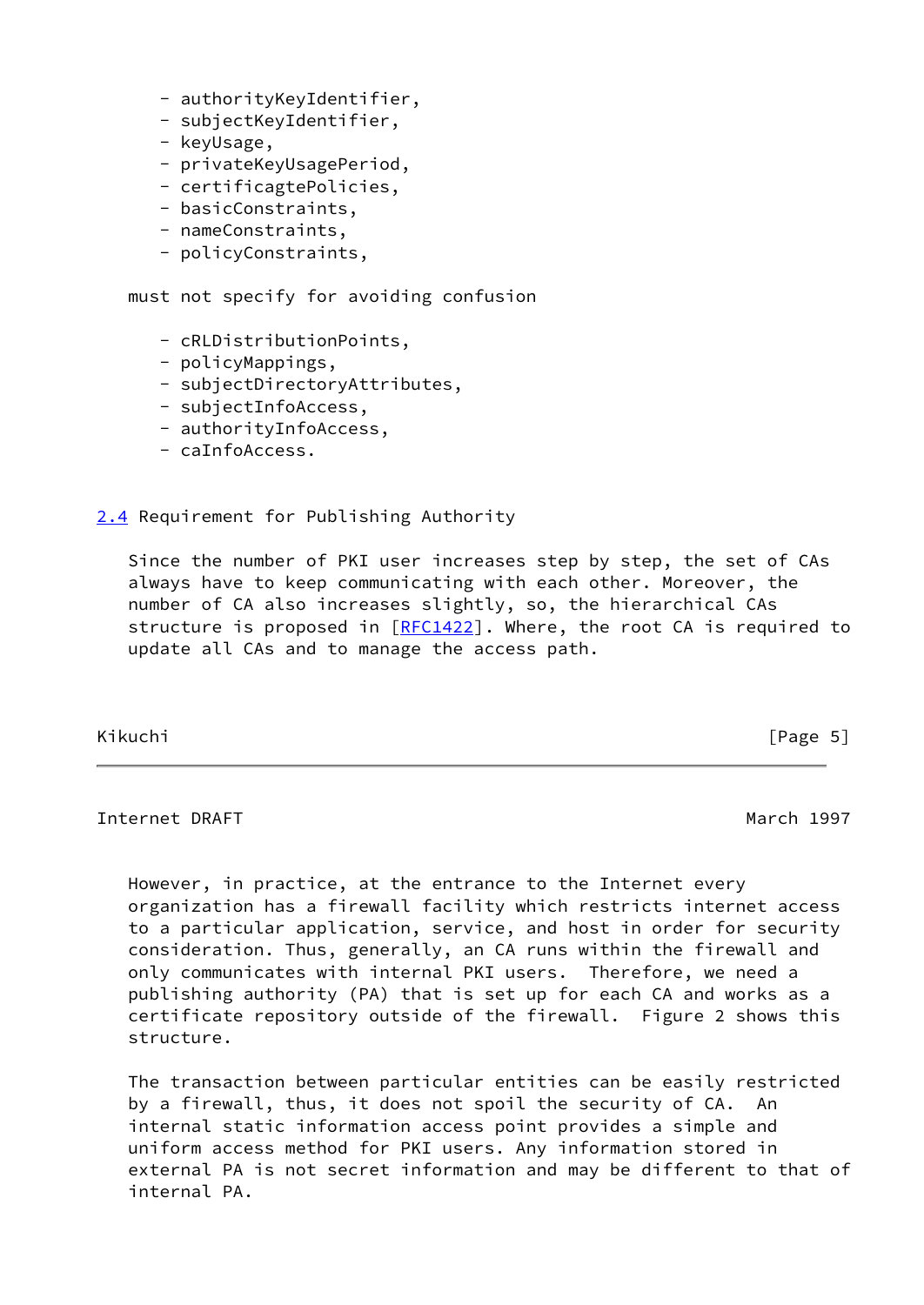- authorityKeyIdentifier,
- subjectKeyIdentifier,
- keyUsage,
- privateKeyUsagePeriod,
- certificagtePolicies,
- basicConstraints,
- nameConstraints,
- policyConstraints,

must not specify for avoiding confusion

- cRLDistributionPoints,
- policyMappings,
- subjectDirectoryAttributes,
- subjectInfoAccess,
- authorityInfoAccess,
- caInfoAccess.

## 2.4 Requirement for Publishing Authority

Since the number of PKI user increases step by step, the set of CAs always have to keep communicating with each other. Moreover, the number of CA also increases slightly, so, the hierarchical CAs structure is proposed in [RFC1422]. Where, the root CA is required to update all CAs and to manage the access path.

However, in practice, at the entrance to the Internet every organization has a firewall facility which restricts internet access to a particular application, service, and host in order for security consideration. Thus, generally, an CA runs within the firewall and only communicates with internal PKI users. Therefore, we need a publishing authority (PA) that is set up for each CA and works as a certificate repository outside of the firewall. Figure 2 shows this structure.

The transaction between particular entities can be easily restricted by a firewall, thus, it does not spoil the security of CA. An internal static information access point provides a simple and uniform access method for PKI users. Any information stored in external PA is not secret information and may be different to that of internal PA.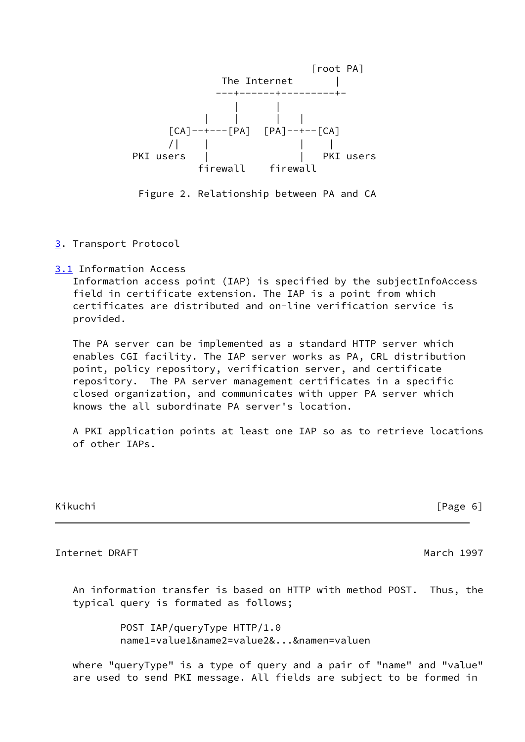```
                                          [root PA]
                       The Internet           |
                      ---+-------+---------+-
                         |       |
                    |    |       |    |
              [CA]--+---[PA]  [PA]--+--[CA]
               /|    |               |    |
        PKI users    |               |   PKI users
                  firewall    firewall
```

Figure 2. Relationship between PA and CA

## 3. Transport Protocol

### 3.1 Information Access

Information access point (IAP) is specified by the subjectInfoAccess field in certificate extension. The IAP is a point from which certificates are distributed and on-line verification service is provided.

The PA server can be implemented as a standard HTTP server which enables CGI facility. The IAP server works as PA, CRL distribution point, policy repository, verification server, and certificate repository. The PA server management certificates in a specific closed organization, and communicates with upper PA server which knows the all subordinate PA server's location.

A PKI application points at least one IAP so as to retrieve locations of other IAPs.

An information transfer is based on HTTP with method POST. Thus, the typical query is formated as follows;

```
POST IAP/queryType HTTP/1.0
name1=value1&name2=value2&...&namen=valuen
```

where "queryType" is a type of query and a pair of "name" and "value" are used to send PKI message. All fields are subject to be formed in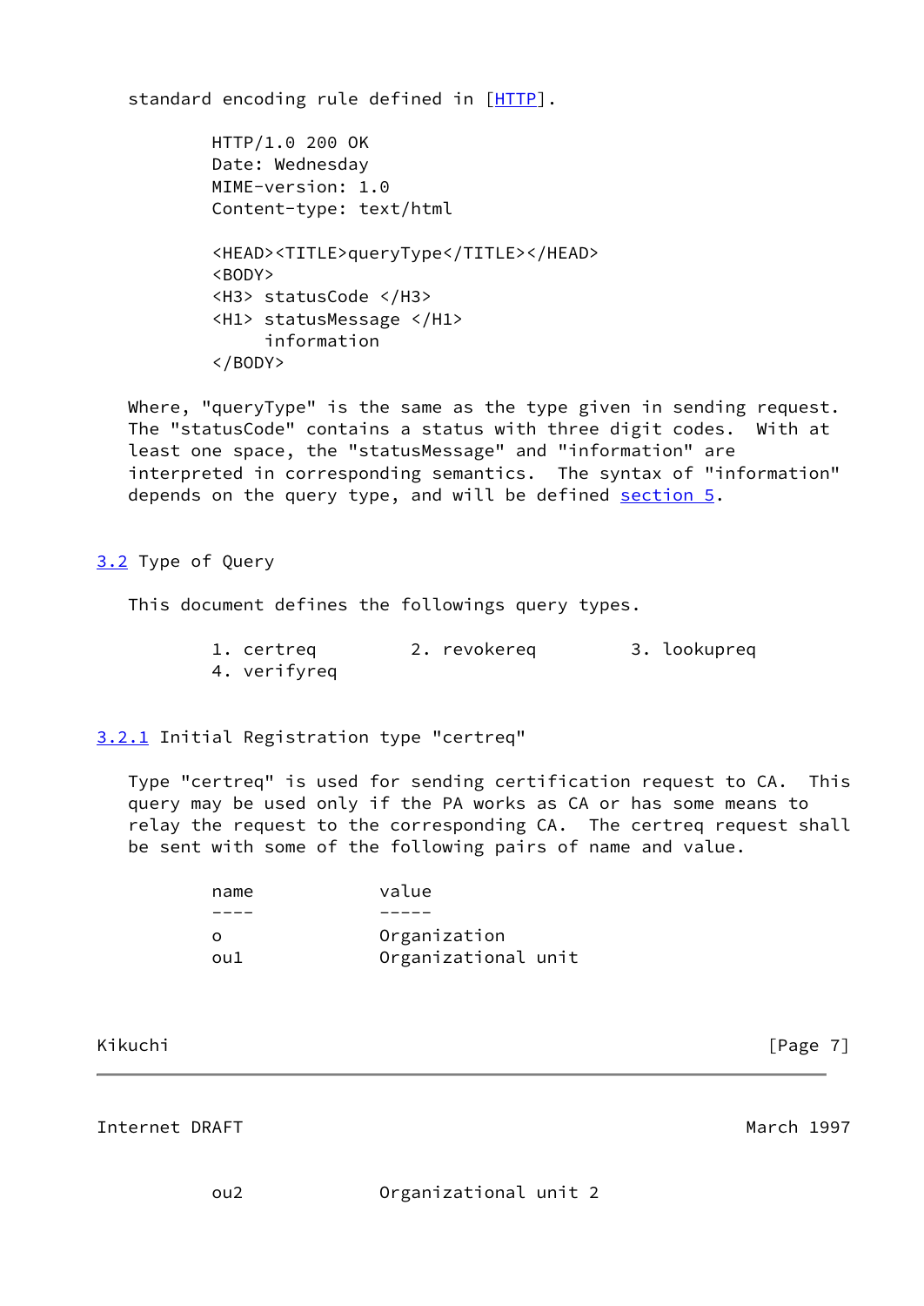standard encoding rule defined in [HTTP].

```
HTTP/1.0 200 OK
Date: Wednesday
MIME-version: 1.0
Content-type: text/html

<HEAD><TITLE>queryType</TITLE></HEAD>
<BODY>
<H3> statusCode </H3>
<H1> statusMessage </H1>
     information
</BODY>
```

Where, "queryType" is the same as the type given in sending request. The "statusCode" contains a status with three digit codes. With at least one space, the "statusMessage" and "information" are interpreted in corresponding semantics. The syntax of "information" depends on the query type, and will be defined section 5.

### 3.2 Type of Query

This document defines the followings query types.

1. certreq
2. revokereq
3. lookupreq
4. verifyreq

#### 3.2.1 Initial Registration type "certreq"

Type "certreq" is used for sending certification request to CA. This query may be used only if the PA works as CA or has some means to relay the request to the corresponding CA. The certreq request shall be sent with some of the following pairs of name and value.

| name | value |
| --- | --- |
| o | Organization |
| ou1 | Organizational unit |
| ou2 | Organizational unit 2 |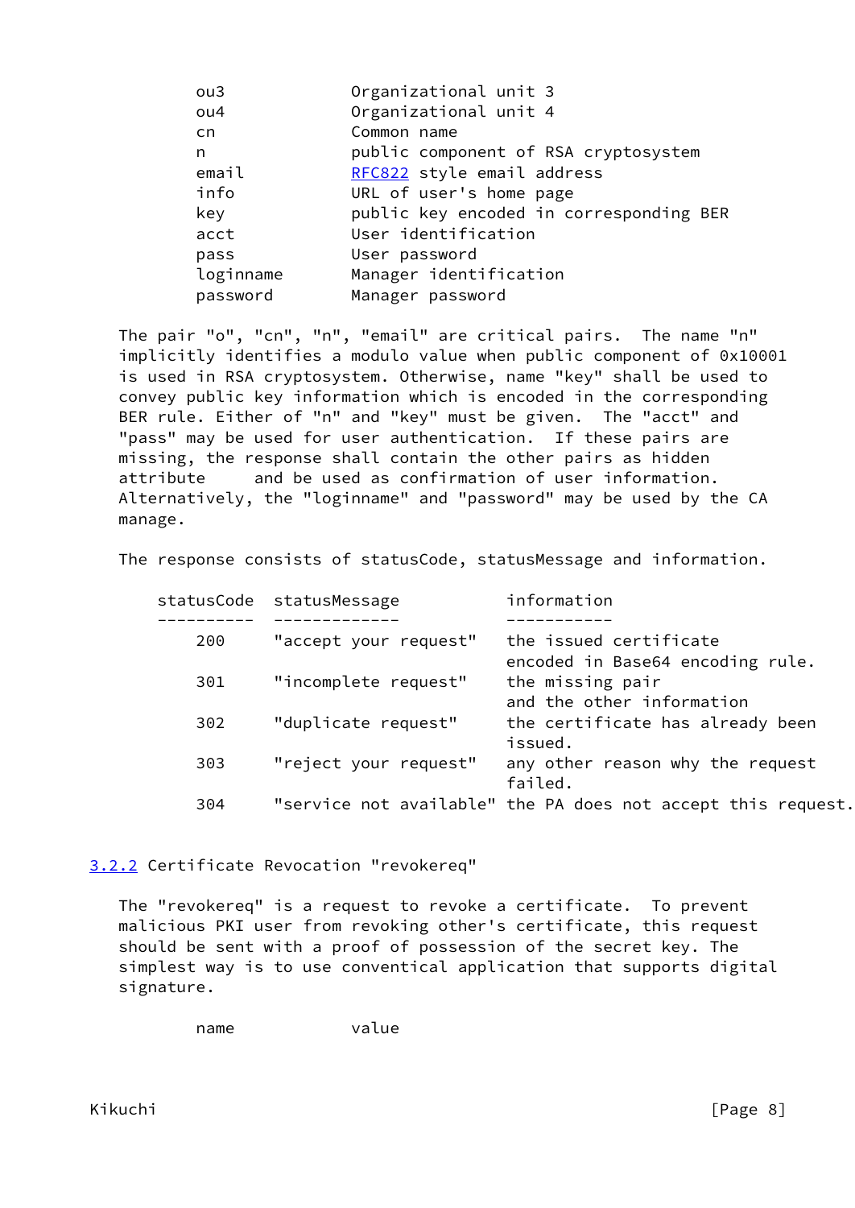| | |
|---|---|
| ou3 | Organizational unit 3 |
| ou4 | Organizational unit 4 |
| cn | Common name |
| n | public component of RSA cryptosystem |
| email | RFC822 style email address |
| info | URL of user's home page |
| key | public key encoded in corresponding BER |
| acct | User identification |
| pass | User password |
| loginname | Manager identification |
| password | Manager password |

The pair "o", "cn", "n", "email" are critical pairs. The name "n" implicitly identifies a modulo value when public component of 0x10001 is used in RSA cryptosystem. Otherwise, name "key" shall be used to convey public key information which is encoded in the corresponding BER rule. Either of "n" and "key" must be given. The "acct" and "pass" may be used for user authentication. If these pairs are missing, the response shall contain the other pairs as hidden attribute and be used as confirmation of user information. Alternatively, the "loginname" and "password" may be used by the CA manage.

The response consists of statusCode, statusMessage and information.

| statusCode | statusMessage | information |
|---|---|---|
| 200 | "accept your request" | the issued certificate encoded in Base64 encoding rule. |
| 301 | "incomplete request" | the missing pair and the other information |
| 302 | "duplicate request" | the certificate has already been issued. |
| 303 | "reject your request" | any other reason why the request failed. |
| 304 | "service not available" | the PA does not accept this request. |

### 3.2.2 Certificate Revocation "revokereq"

The "revokereq" is a request to revoke a certificate. To prevent malicious PKI user from revoking other's certificate, this request should be sent with a proof of possession of the secret key. The simplest way is to use conventical application that supports digital signature.

| name | value |
|---|---|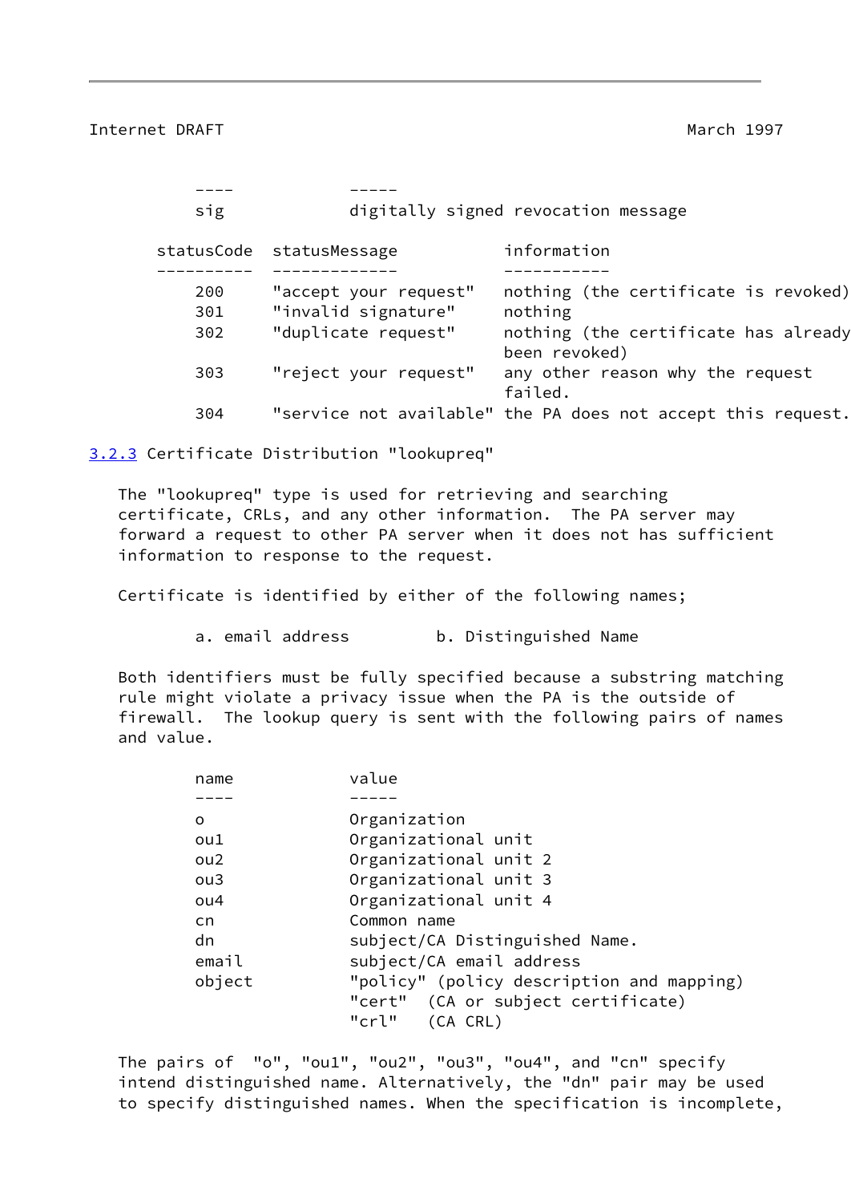| name | value |
| --- | --- |
| sig | digitally signed revocation message |

| statusCode | statusMessage | information |
| --- | --- | --- |
| 200 | "accept your request" | nothing (the certificate is revoked) |
| 301 | "invalid signature" | nothing |
| 302 | "duplicate request" | nothing (the certificate has already been revoked) |
| 303 | "reject your request" | any other reason why the request failed. |
| 304 | "service not available" | the PA does not accept this request. |

### 3.2.3 Certificate Distribution "lookupreq"

The "lookupreq" type is used for retrieving and searching certificate, CRLs, and any other information. The PA server may forward a request to other PA server when it does not has sufficient information to response to the request.

Certificate is identified by either of the following names;

a. email address b. Distinguished Name

Both identifiers must be fully specified because a substring matching rule might violate a privacy issue when the PA is the outside of firewall. The lookup query is sent with the following pairs of names and value.

| name | value |
| --- | --- |
| o | Organization |
| ou1 | Organizational unit |
| ou2 | Organizational unit 2 |
| ou3 | Organizational unit 3 |
| ou4 | Organizational unit 4 |
| cn | Common name |
| dn | subject/CA Distinguished Name. |
| email | subject/CA email address |
| object | "policy" (policy description and mapping)<br>"cert" (CA or subject certificate)<br>"crl" (CA CRL) |

The pairs of "o", "ou1", "ou2", "ou3", "ou4", and "cn" specify intend distinguished name. Alternatively, the "dn" pair may be used to specify distinguished names. When the specification is incomplete,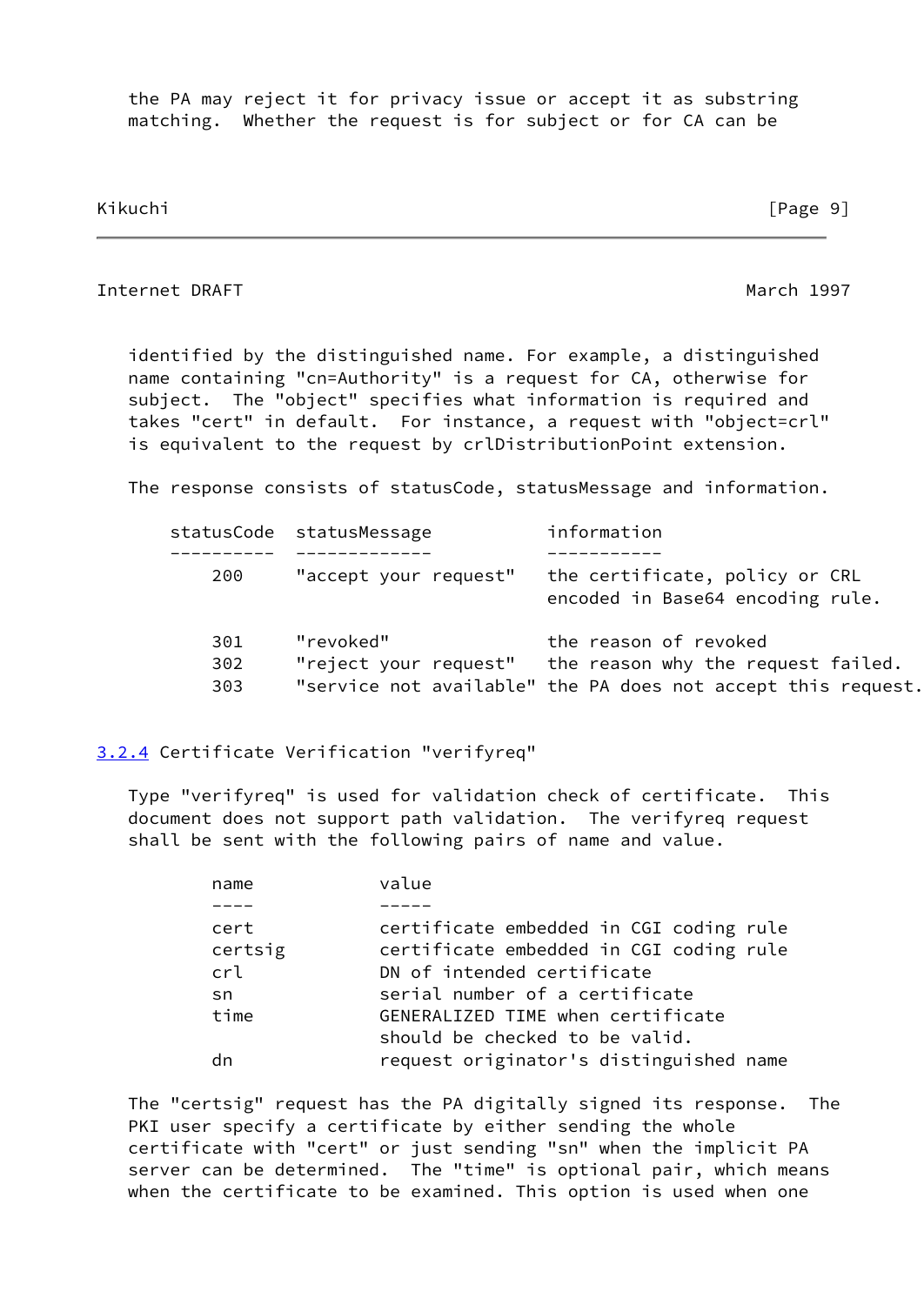the PA may reject it for privacy issue or accept it as substring matching. Whether the request is for subject or for CA can be identified by the distinguished name. For example, a distinguished name containing "cn=Authority" is a request for CA, otherwise for subject. The "object" specifies what information is required and takes "cert" in default. For instance, a request with "object=crl" is equivalent to the request by crlDistributionPoint extension.

The response consists of statusCode, statusMessage and information.

| statusCode | statusMessage | information |
| --- | --- | --- |
| 200 | "accept your request" | the certificate, policy or CRL encoded in Base64 encoding rule. |
| 301 | "revoked" | the reason of revoked |
| 302 | "reject your request" | the reason why the request failed. |
| 303 | "service not available" | the PA does not accept this request. |

### 3.2.4 Certificate Verification "verifyreq"

Type "verifyreq" is used for validation check of certificate. This document does not support path validation. The verifyreq request shall be sent with the following pairs of name and value.

| name | value |
| --- | --- |
| cert | certificate embedded in CGI coding rule |
| certsig | certificate embedded in CGI coding rule |
| crl | DN of intended certificate |
| sn | serial number of a certificate |
| time | GENERALIZED TIME when certificate should be checked to be valid. |
| dn | request originator's distinguished name |

The "certsig" request has the PA digitally signed its response. The PKI user specify a certificate by either sending the whole certificate with "cert" or just sending "sn" when the implicit PA server can be determined. The "time" is optional pair, which means when the certificate to be examined. This option is used when one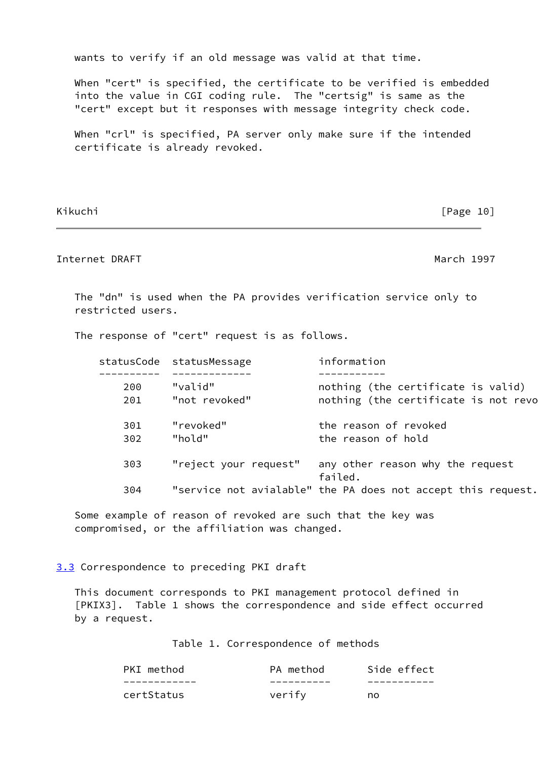wants to verify if an old message was valid at that time.

When "cert" is specified, the certificate to be verified is embedded into the value in CGI coding rule. The "certsig" is same as the "cert" except but it responses with message integrity check code.

When "crl" is specified, PA server only make sure if the intended certificate is already revoked.

The "dn" is used when the PA provides verification service only to restricted users.

The response of "cert" request is as follows.

| statusCode | statusMessage | information |
|---|---|---|
| 200 | "valid" | nothing (the certificate is valid) |
| 201 | "not revoked" | nothing (the certificate is not revo |
| 301 | "revoked" | the reason of revoked |
| 302 | "hold" | the reason of hold |
| 303 | "reject your request" | any other reason why the request failed. |
| 304 | "service not avialable" | the PA does not accept this request. |

Some example of reason of revoked are such that the key was compromised, or the affiliation was changed.

## 3.3 Correspondence to preceding PKI draft

This document corresponds to PKI management protocol defined in [PKIX3]. Table 1 shows the correspondence and side effect occurred by a request.

Table 1. Correspondence of methods

| PKI method | PA method | Side effect |
|---|---|---|
| certStatus | verify | no |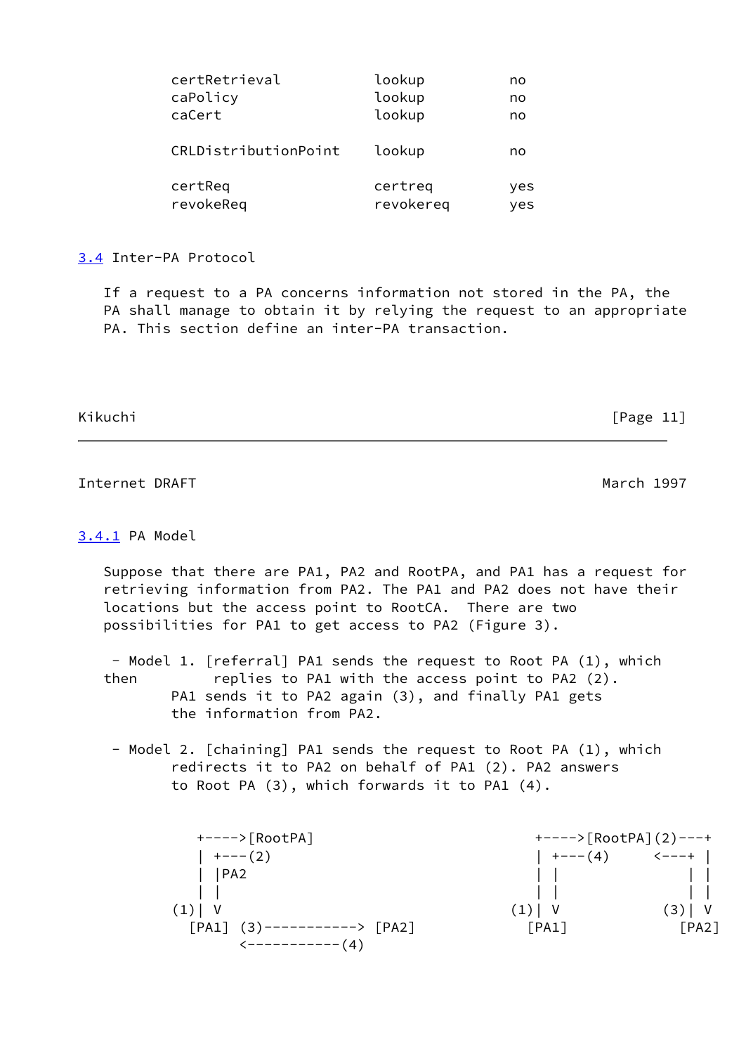| | | |
|---|---|---|
| certRetrieval | lookup | no |
| caPolicy | lookup | no |
| caCert | lookup | no |
| CRLDistributionPoint | lookup | no |
| certReq | certreq | yes |
| revokeReq | revokereq | yes |

## 3.4 Inter-PA Protocol

If a request to a PA concerns information not stored in the PA, the PA shall manage to obtain it by relying the request to an appropriate PA. This section define an inter-PA transaction.

### 3.4.1 PA Model

Suppose that there are PA1, PA2 and RootPA, and PA1 has a request for retrieving information from PA2. The PA1 and PA2 does not have their locations but the access point to RootCA. There are two possibilities for PA1 to get access to PA2 (Figure 3).

- Model 1. [referral] PA1 sends the request to Root PA (1), which then replies to PA1 with the access point to PA2 (2). PA1 sends it to PA2 again (3), and finally PA1 gets the information from PA2.

- Model 2. [chaining] PA1 sends the request to Root PA (1), which redirects it to PA2 on behalf of PA1 (2). PA2 answers to Root PA (3), which forwards it to PA1 (4).

```
          +---->[RootPA]                       +---->[RootPA](2)---+
          | +---(2)                            | +---(4)     <---+ |
          | |PA2                               | |               | |
          | |                                  | |               | |
       (1)| V                               (1)| V            (3)| V
         [PA1]  (3)-----------> [PA2]        [PA1]             [PA2]
                <-----------(4)
```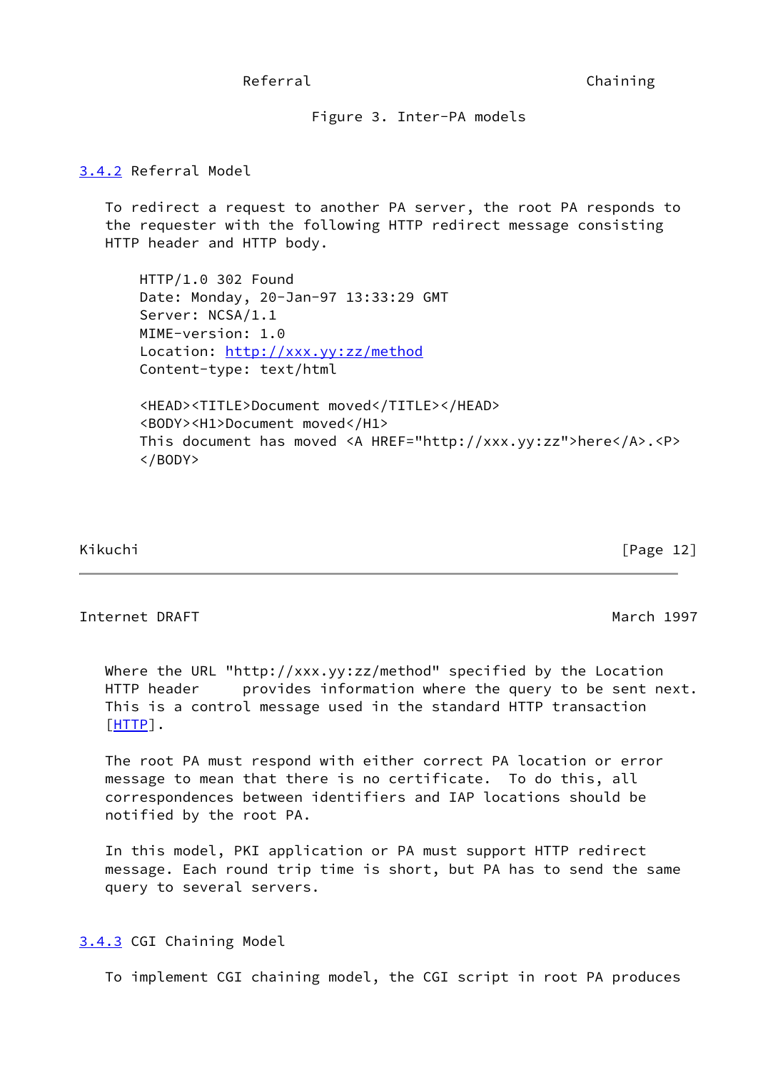Referral                                   Chaining

Figure 3. Inter-PA models

### 3.4.2 Referral Model

To redirect a request to another PA server, the root PA responds to the requester with the following HTTP redirect message consisting HTTP header and HTTP body.

```
HTTP/1.0 302 Found
Date: Monday, 20-Jan-97 13:33:29 GMT
Server: NCSA/1.1
MIME-version: 1.0
Location: http://xxx.yy:zz/method
Content-type: text/html

<HEAD><TITLE>Document moved</TITLE></HEAD>
<BODY><H1>Document moved</H1>
This document has moved <A HREF="http://xxx.yy:zz">here</A>.<P>
</BODY>
```

Where the URL "http://xxx.yy:zz/method" specified by the Location HTTP header provides information where the query to be sent next. This is a control message used in the standard HTTP transaction [HTTP].

The root PA must respond with either correct PA location or error message to mean that there is no certificate. To do this, all correspondences between identifiers and IAP locations should be notified by the root PA.

In this model, PKI application or PA must support HTTP redirect message. Each round trip time is short, but PA has to send the same query to several servers.

### 3.4.3 CGI Chaining Model

To implement CGI chaining model, the CGI script in root PA produces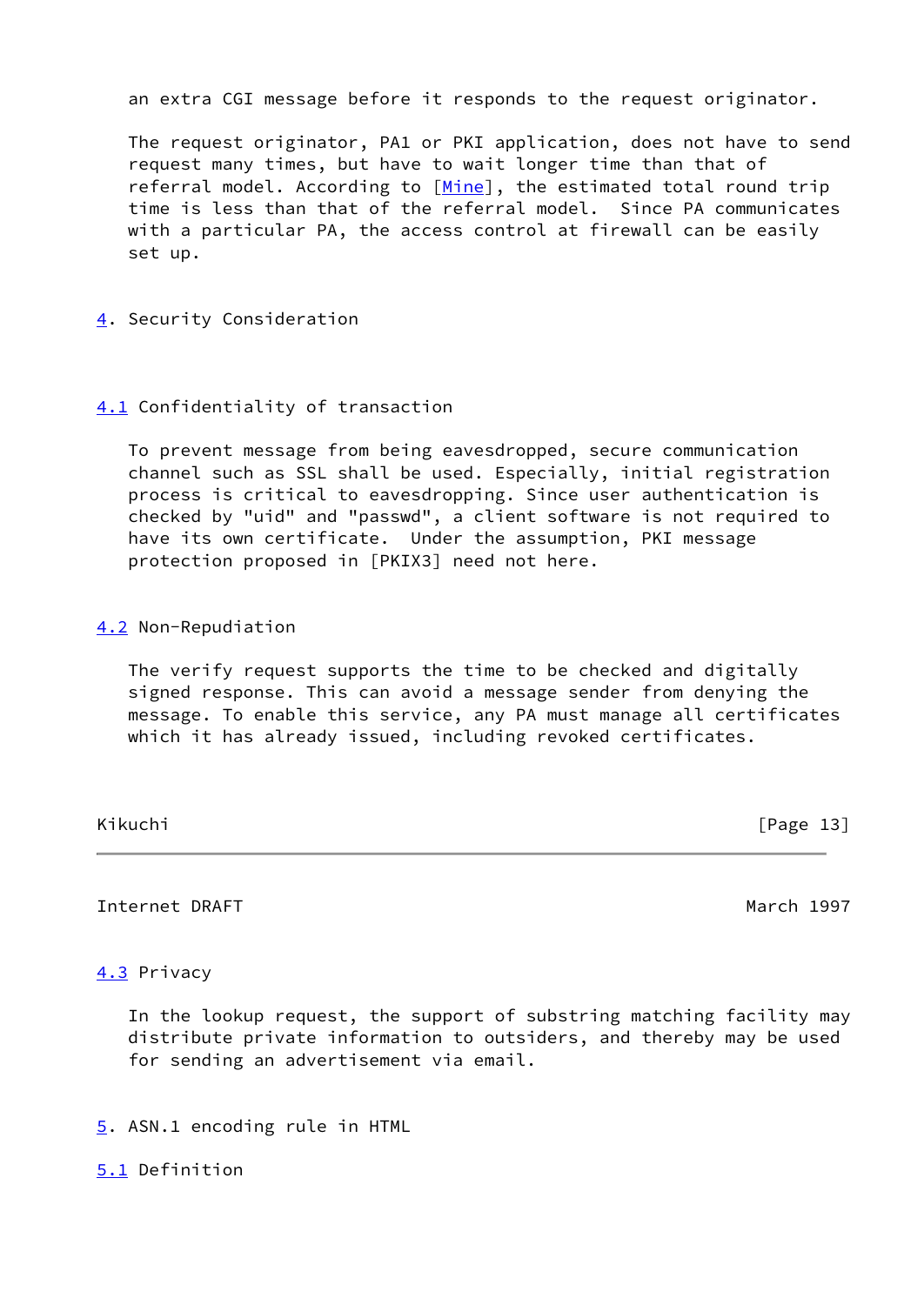an extra CGI message before it responds to the request originator.

The request originator, PA1 or PKI application, does not have to send request many times, but have to wait longer time than that of referral model. According to [Mine], the estimated total round trip time is less than that of the referral model. Since PA communicates with a particular PA, the access control at firewall can be easily set up.

## 4. Security Consideration

### 4.1 Confidentiality of transaction

To prevent message from being eavesdropped, secure communication channel such as SSL shall be used. Especially, initial registration process is critical to eavesdropping. Since user authentication is checked by "uid" and "passwd", a client software is not required to have its own certificate. Under the assumption, PKI message protection proposed in [PKIX3] need not here.

### 4.2 Non-Repudiation

The verify request supports the time to be checked and digitally signed response. This can avoid a message sender from denying the message. To enable this service, any PA must manage all certificates which it has already issued, including revoked certificates.

### 4.3 Privacy

In the lookup request, the support of substring matching facility may distribute private information to outsiders, and thereby may be used for sending an advertisement via email.

## 5. ASN.1 encoding rule in HTML

### 5.1 Definition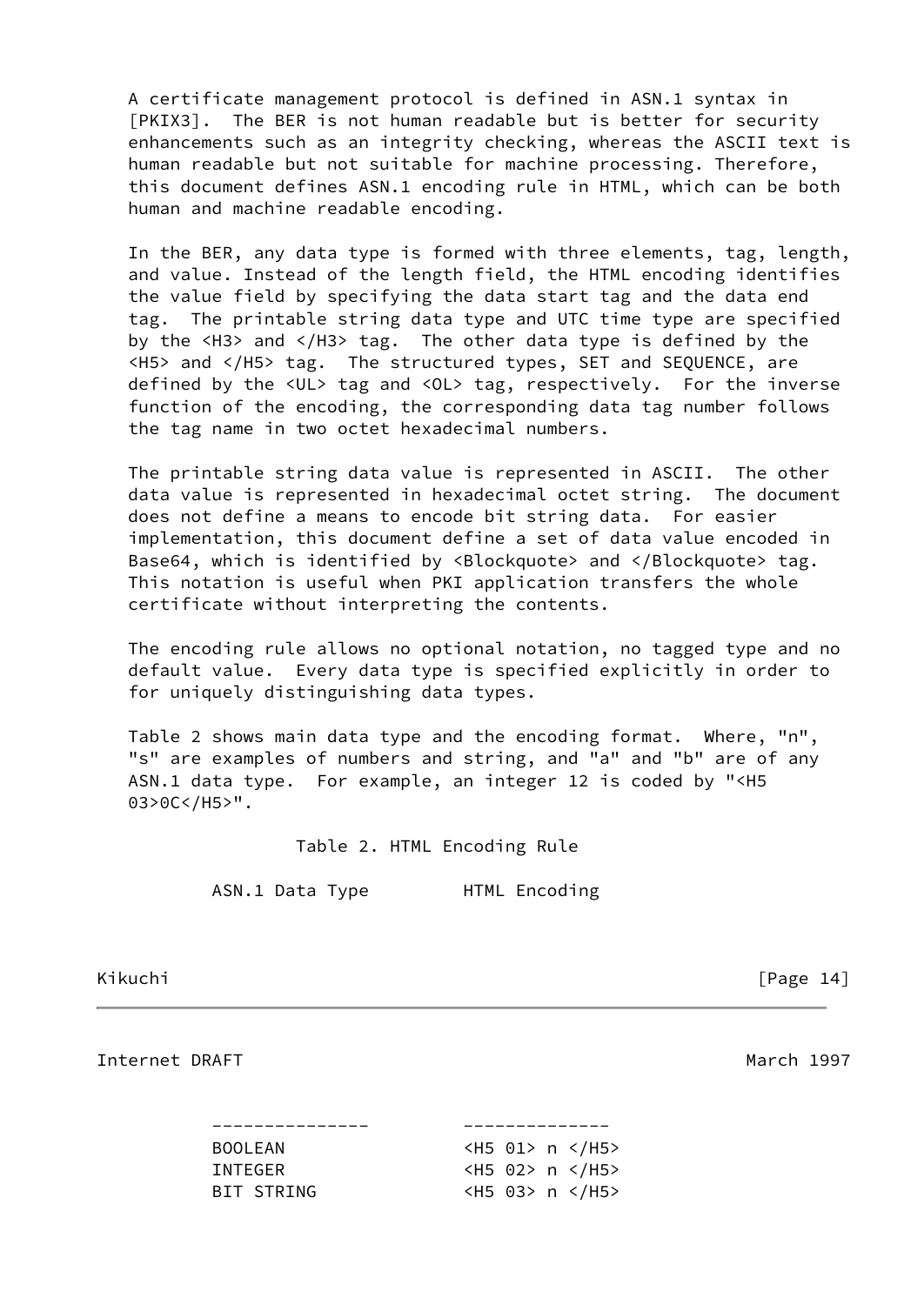A certificate management protocol is defined in ASN.1 syntax in [PKIX3]. The BER is not human readable but is better for security enhancements such as an integrity checking, whereas the ASCII text is human readable but not suitable for machine processing. Therefore, this document defines ASN.1 encoding rule in HTML, which can be both human and machine readable encoding.

In the BER, any data type is formed with three elements, tag, length, and value. Instead of the length field, the HTML encoding identifies the value field by specifying the data start tag and the data end tag. The printable string data type and UTC time type are specified by the <H3> and </H3> tag. The other data type is defined by the <H5> and </H5> tag. The structured types, SET and SEQUENCE, are defined by the <UL> tag and <OL> tag, respectively. For the inverse function of the encoding, the corresponding data tag number follows the tag name in two octet hexadecimal numbers.

The printable string data value is represented in ASCII. The other data value is represented in hexadecimal octet string. The document does not define a means to encode bit string data. For easier implementation, this document define a set of data value encoded in Base64, which is identified by <Blockquote> and </Blockquote> tag. This notation is useful when PKI application transfers the whole certificate without interpreting the contents.

The encoding rule allows no optional notation, no tagged type and no default value. Every data type is specified explicitly in order to for uniquely distinguishing data types.

Table 2 shows main data type and the encoding format. Where, "n", "s" are examples of numbers and string, and "a" and "b" are of any ASN.1 data type. For example, an integer 12 is coded by "<H5 03>0C</H5>".

Table 2. HTML Encoding Rule

| ASN.1 Data Type | HTML Encoding |
| --- | --- |
| BOOLEAN | <H5 01> n </H5> |
| INTEGER | <H5 02> n </H5> |
| BIT STRING | <H5 03> n </H5> |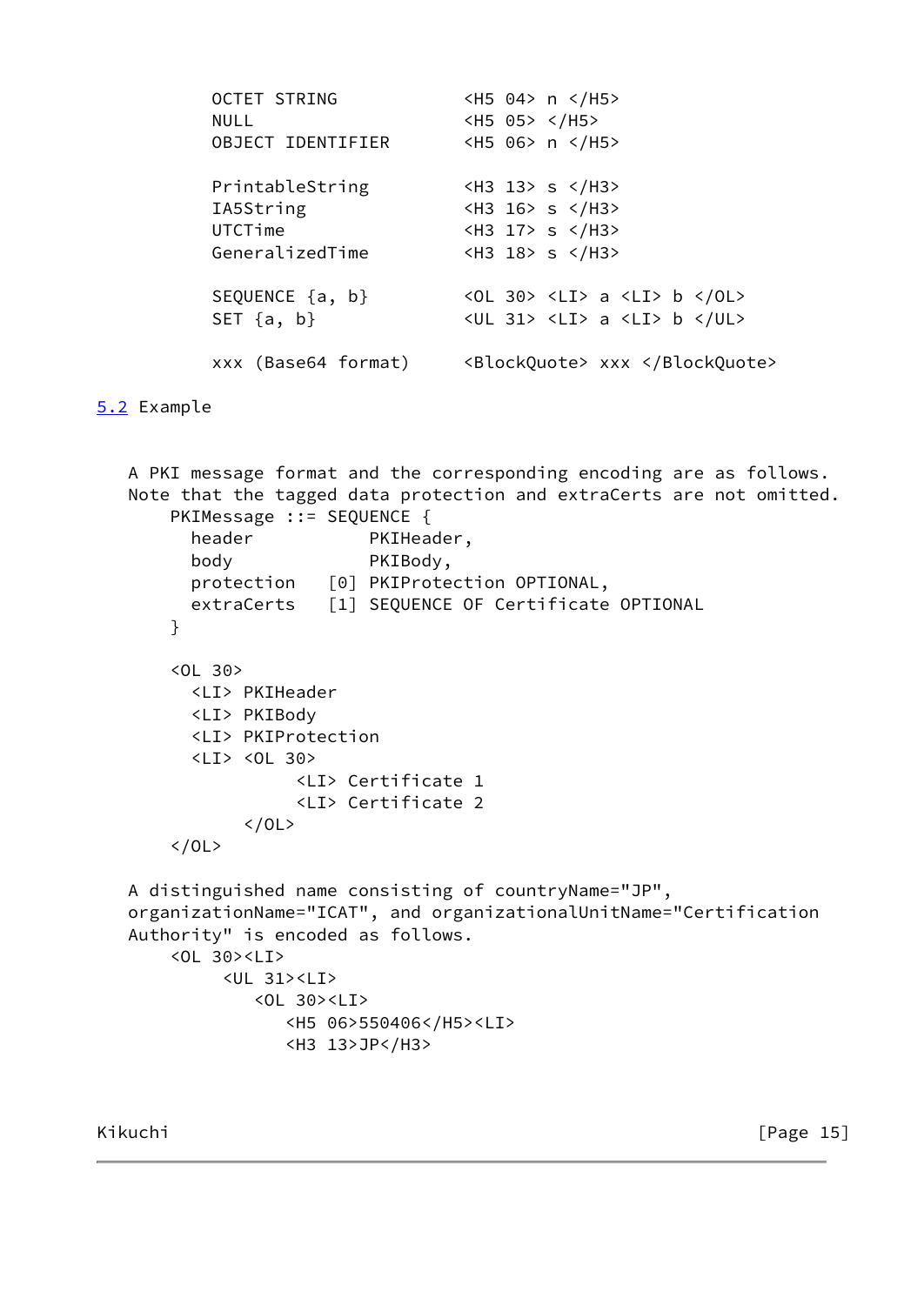```
OCTET STRING            <H5 04> n </H5>
NULL                    <H5 05> </H5>
OBJECT IDENTIFIER       <H5 06> n </H5>

PrintableString         <H3 13> s </H3>
IA5String               <H3 16> s </H3>
UTCTime                 <H3 17> s </H3>
GeneralizedTime         <H3 18> s </H3>

SEQUENCE {a, b}         <OL 30> <LI> a <LI> b </OL>
SET {a, b}              <UL 31> <LI> a <LI> b </UL>

xxx (Base64 format)     <BlockQuote> xxx </BlockQuote>
```

### 5.2 Example

A PKI message format and the corresponding encoding are as follows. Note that the tagged data protection and extraCerts are not omitted.

```
PKIMessage ::= SEQUENCE {
  header           PKIHeader,
  body             PKIBody,
  protection   [0] PKIProtection OPTIONAL,
  extraCerts   [1] SEQUENCE OF Certificate OPTIONAL
}

<OL 30>
  <LI> PKIHeader
  <LI> PKIBody
  <LI> PKIProtection
  <LI> <OL 30>
          <LI> Certificate 1
          <LI> Certificate 2
       </OL>
</OL>
```

A distinguished name consisting of countryName="JP", organizationName="ICAT", and organizationalUnitName="Certification Authority" is encoded as follows.

```
<OL 30><LI>
     <UL 31><LI>
        <OL 30><LI>
           <H5 06>550406</H5><LI>
           <H3 13>JP</H3>
```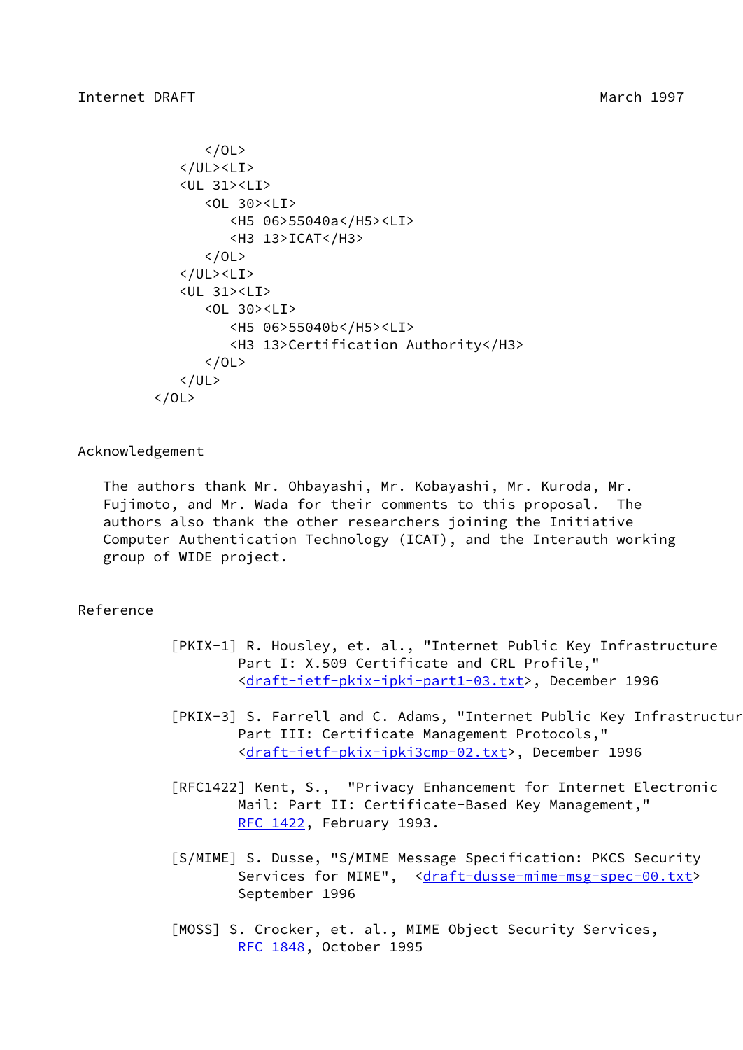```
         </OL>
      </UL><LI>
      <UL 31><LI>
         <OL 30><LI>
            <H5 06>55040a</H5><LI>
            <H3 13>ICAT</H3>
         </OL>
      </UL><LI>
      <UL 31><LI>
         <OL 30><LI>
            <H5 06>55040b</H5><LI>
            <H3 13>Certification Authority</H3>
         </OL>
      </UL>
   </OL>
```

## Acknowledgement

The authors thank Mr. Ohbayashi, Mr. Kobayashi, Mr. Kuroda, Mr. Fujimoto, and Mr. Wada for their comments to this proposal. The authors also thank the other researchers joining the Initiative Computer Authentication Technology (ICAT), and the Interauth working group of WIDE project.

## Reference

[PKIX-1] R. Housley, et. al., "Internet Public Key Infrastructure Part I: X.509 Certificate and CRL Profile," <draft-ietf-pkix-ipki-part1-03.txt>, December 1996

[PKIX-3] S. Farrell and C. Adams, "Internet Public Key Infrastructure Part III: Certificate Management Protocols," <draft-ietf-pkix-ipki3cmp-02.txt>, December 1996

[RFC1422] Kent, S., "Privacy Enhancement for Internet Electronic Mail: Part II: Certificate-Based Key Management," RFC 1422, February 1993.

[S/MIME] S. Dusse, "S/MIME Message Specification: PKCS Security Services for MIME", <draft-dusse-mime-msg-spec-00.txt> September 1996

[MOSS] S. Crocker, et. al., MIME Object Security Services, RFC 1848, October 1995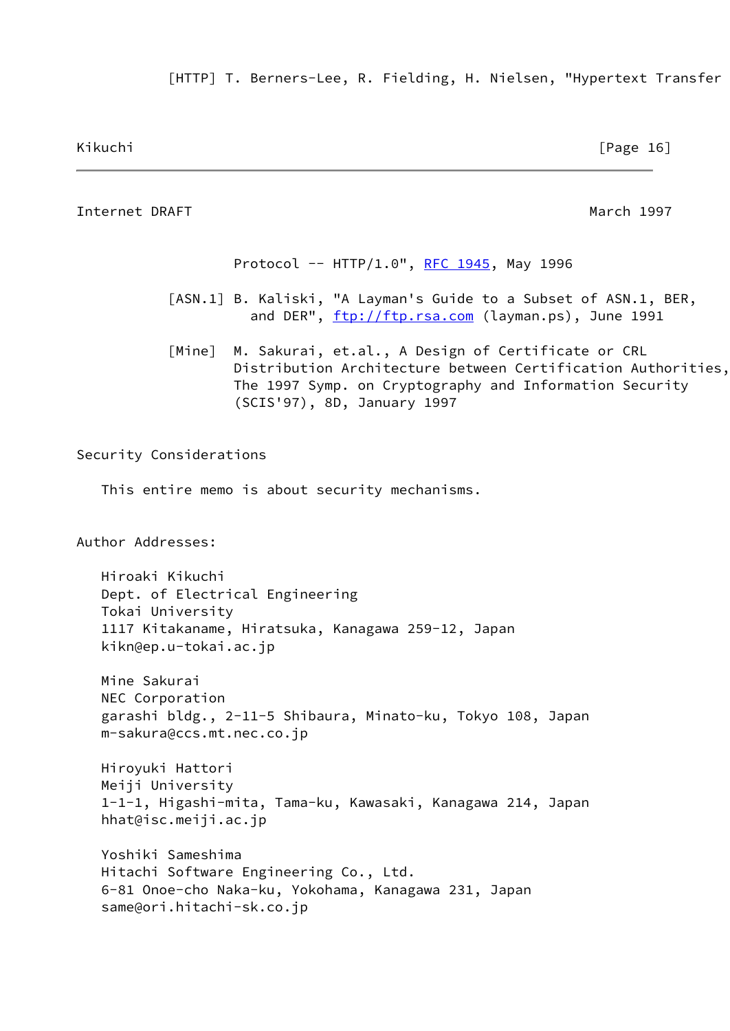[HTTP] T. Berners-Lee, R. Fielding, H. Nielsen, "Hypertext Transfer Protocol -- HTTP/1.0", RFC 1945, May 1996

[ASN.1] B. Kaliski, "A Layman's Guide to a Subset of ASN.1, BER, and DER", ftp://ftp.rsa.com (layman.ps), June 1991

[Mine] M. Sakurai, et.al., A Design of Certificate or CRL Distribution Architecture between Certification Authorities, The 1997 Symp. on Cryptography and Information Security (SCIS'97), 8D, January 1997

## Security Considerations

This entire memo is about security mechanisms.

## Author Addresses:

Hiroaki Kikuchi
Dept. of Electrical Engineering
Tokai University
1117 Kitakaname, Hiratsuka, Kanagawa 259-12, Japan
kikn@ep.u-tokai.ac.jp

Mine Sakurai
NEC Corporation
garashi bldg., 2-11-5 Shibaura, Minato-ku, Tokyo 108, Japan
m-sakura@ccs.mt.nec.co.jp

Hiroyuki Hattori
Meiji University
1-1-1, Higashi-mita, Tama-ku, Kawasaki, Kanagawa 214, Japan
hhat@isc.meiji.ac.jp

Yoshiki Sameshima
Hitachi Software Engineering Co., Ltd.
6-81 Onoe-cho Naka-ku, Yokohama, Kanagawa 231, Japan
same@ori.hitachi-sk.co.jp